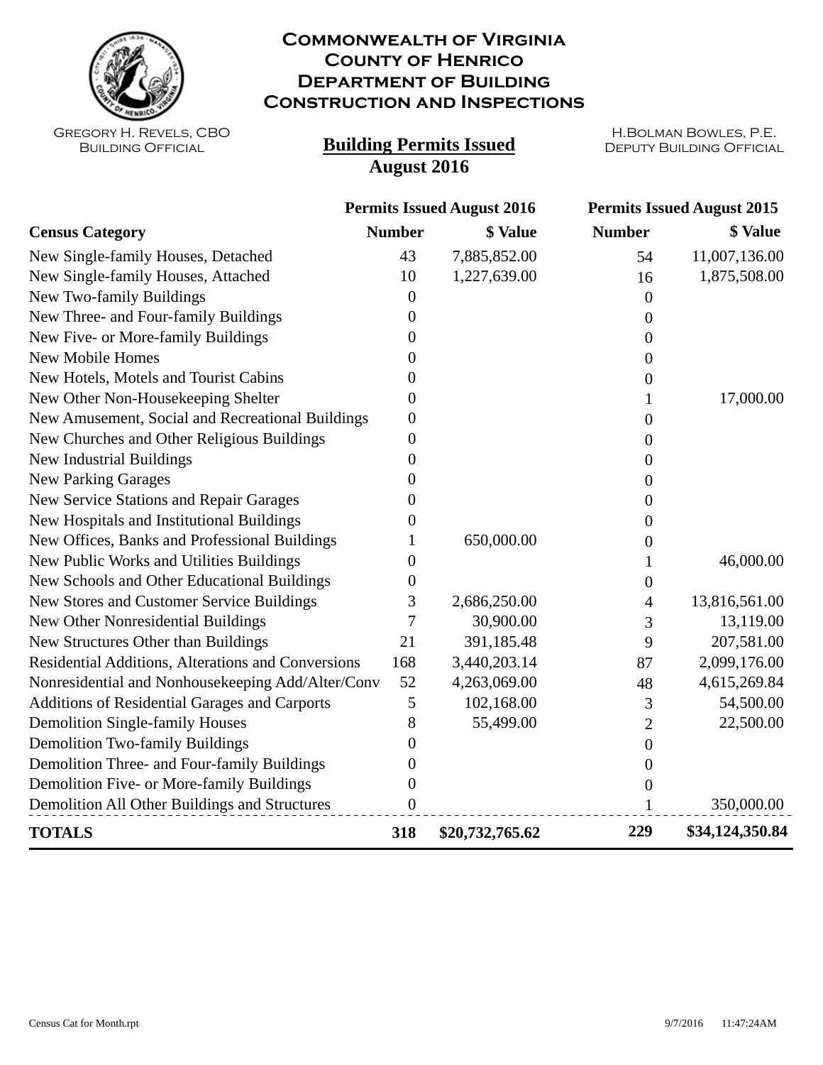# Commonwealth of Virginia
# County of Henrico
# Department of Building Construction and Inspections

Gregory H. Revels, CBO
Building Official

H.Bolman Bowles, P.E.
Deputy Building Official

## Building Permits Issued
## August 2016

| Census Category | Permits Issued August 2016 | | Permits Issued August 2015 | |
|---|---|---|---|---|
| | **Number** | **\$ Value** | **Number** | **\$ Value** |
| New Single-family Houses, Detached | 43 | 7,885,852.00 | 54 | 11,007,136.00 |
| New Single-family Houses, Attached | 10 | 1,227,639.00 | 16 | 1,875,508.00 |
| New Two-family Buildings | 0 | | 0 | |
| New Three- and Four-family Buildings | 0 | | 0 | |
| New Five- or More-family Buildings | 0 | | 0 | |
| New Mobile Homes | 0 | | 0 | |
| New Hotels, Motels and Tourist Cabins | 0 | | 0 | |
| New Other Non-Housekeeping Shelter | 0 | | 1 | 17,000.00 |
| New Amusement, Social and Recreational Buildings | 0 | | 0 | |
| New Churches and Other Religious Buildings | 0 | | 0 | |
| New Industrial Buildings | 0 | | 0 | |
| New Parking Garages | 0 | | 0 | |
| New Service Stations and Repair Garages | 0 | | 0 | |
| New Hospitals and Institutional Buildings | 0 | | 0 | |
| New Offices, Banks and Professional Buildings | 1 | 650,000.00 | 0 | |
| New Public Works and Utilities Buildings | 0 | | 1 | 46,000.00 |
| New Schools and Other Educational Buildings | 0 | | 0 | |
| New Stores and Customer Service Buildings | 3 | 2,686,250.00 | 4 | 13,816,561.00 |
| New Other Nonresidential Buildings | 7 | 30,900.00 | 3 | 13,119.00 |
| New Structures Other than Buildings | 21 | 391,185.48 | 9 | 207,581.00 |
| Residential Additions, Alterations and Conversions | 168 | 3,440,203.14 | 87 | 2,099,176.00 |
| Nonresidential and Nonhousekeeping Add/Alter/Conv | 52 | 4,263,069.00 | 48 | 4,615,269.84 |
| Additions of Residential Garages and Carports | 5 | 102,168.00 | 3 | 54,500.00 |
| Demolition Single-family Houses | 8 | 55,499.00 | 2 | 22,500.00 |
| Demolition Two-family Buildings | 0 | | 0 | |
| Demolition Three- and Four-family Buildings | 0 | | 0 | |
| Demolition Five- or More-family Buildings | 0 | | 0 | |
| Demolition All Other Buildings and Structures | 0 | | 1 | 350,000.00 |
| **TOTALS** | **318** | **\$20,732,765.62** | **229** | **\$34,124,350.84** |

Census Cat for Month.rpt 9/7/2016 11:47:24AM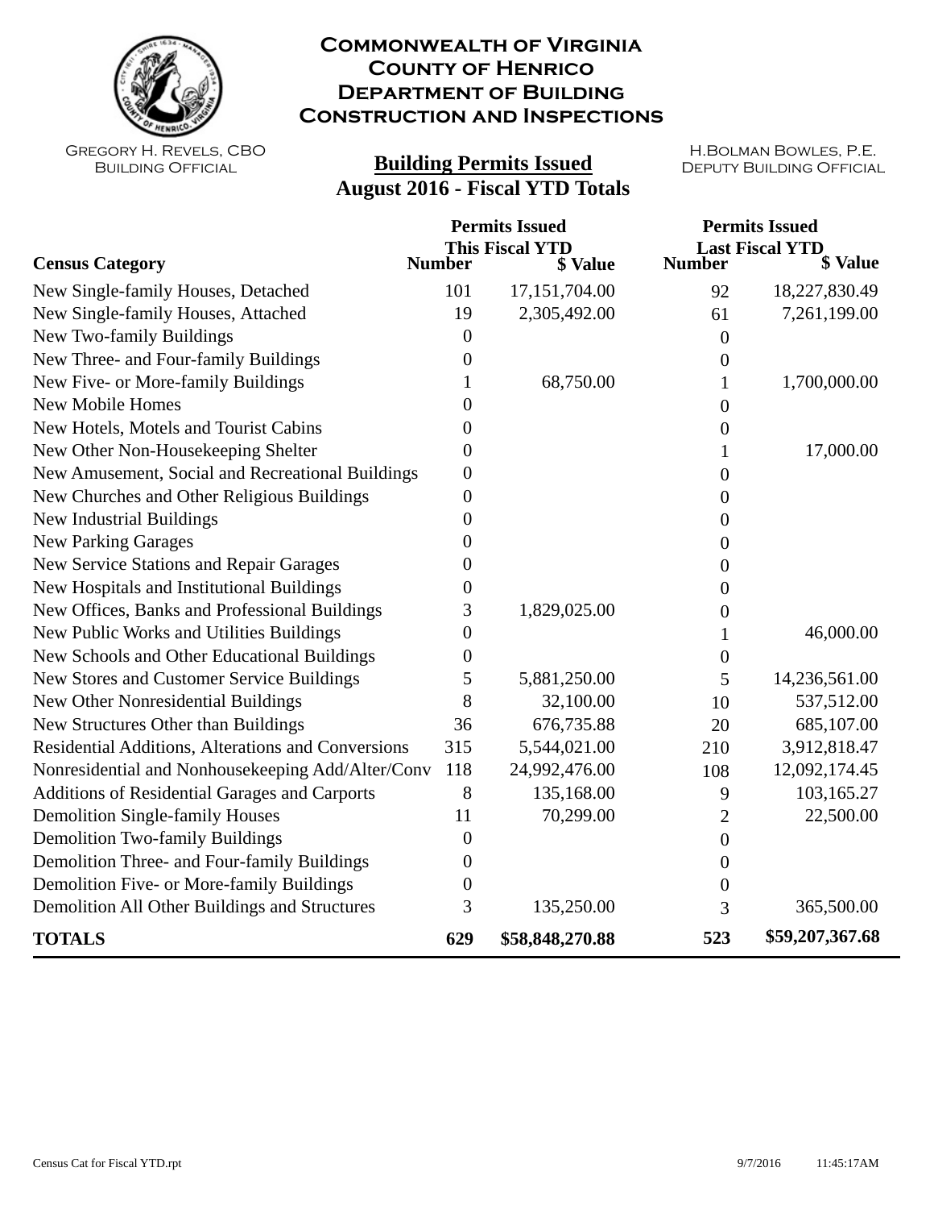**Commonwealth of Virginia**
**County of Henrico**
**Department of Building**
**Construction and Inspections**

Gregory H. Revels, CBO
Building Official

H.Bolman Bowles, P.E.
Deputy Building Official

## Building Permits Issued

## August 2016 - Fiscal YTD Totals

| Census Category | Permits Issued This Fiscal YTD Number | Permits Issued This Fiscal YTD $ Value | Permits Issued Last Fiscal YTD Number | Permits Issued Last Fiscal YTD $ Value |
|---|---|---|---|---|
| New Single-family Houses, Detached | 101 | 17,151,704.00 | 92 | 18,227,830.49 |
| New Single-family Houses, Attached | 19 | 2,305,492.00 | 61 | 7,261,199.00 |
| New Two-family Buildings | 0 | | 0 | |
| New Three- and Four-family Buildings | 0 | | 0 | |
| New Five- or More-family Buildings | 1 | 68,750.00 | 1 | 1,700,000.00 |
| New Mobile Homes | 0 | | 0 | |
| New Hotels, Motels and Tourist Cabins | 0 | | 0 | |
| New Other Non-Housekeeping Shelter | 0 | | 1 | 17,000.00 |
| New Amusement, Social and Recreational Buildings | 0 | | 0 | |
| New Churches and Other Religious Buildings | 0 | | 0 | |
| New Industrial Buildings | 0 | | 0 | |
| New Parking Garages | 0 | | 0 | |
| New Service Stations and Repair Garages | 0 | | 0 | |
| New Hospitals and Institutional Buildings | 0 | | 0 | |
| New Offices, Banks and Professional Buildings | 3 | 1,829,025.00 | 0 | |
| New Public Works and Utilities Buildings | 0 | | 1 | 46,000.00 |
| New Schools and Other Educational Buildings | 0 | | 0 | |
| New Stores and Customer Service Buildings | 5 | 5,881,250.00 | 5 | 14,236,561.00 |
| New Other Nonresidential Buildings | 8 | 32,100.00 | 10 | 537,512.00 |
| New Structures Other than Buildings | 36 | 676,735.88 | 20 | 685,107.00 |
| Residential Additions, Alterations and Conversions | 315 | 5,544,021.00 | 210 | 3,912,818.47 |
| Nonresidential and Nonhousekeeping Add/Alter/Conv | 118 | 24,992,476.00 | 108 | 12,092,174.45 |
| Additions of Residential Garages and Carports | 8 | 135,168.00 | 9 | 103,165.27 |
| Demolition Single-family Houses | 11 | 70,299.00 | 2 | 22,500.00 |
| Demolition Two-family Buildings | 0 | | 0 | |
| Demolition Three- and Four-family Buildings | 0 | | 0 | |
| Demolition Five- or More-family Buildings | 0 | | 0 | |
| Demolition All Other Buildings and Structures | 3 | 135,250.00 | 3 | 365,500.00 |
| **TOTALS** | **629** | **$58,848,270.88** | **523** | **$59,207,367.68** |

Census Cat for Fiscal YTD.rpt 9/7/2016 11:45:17AM